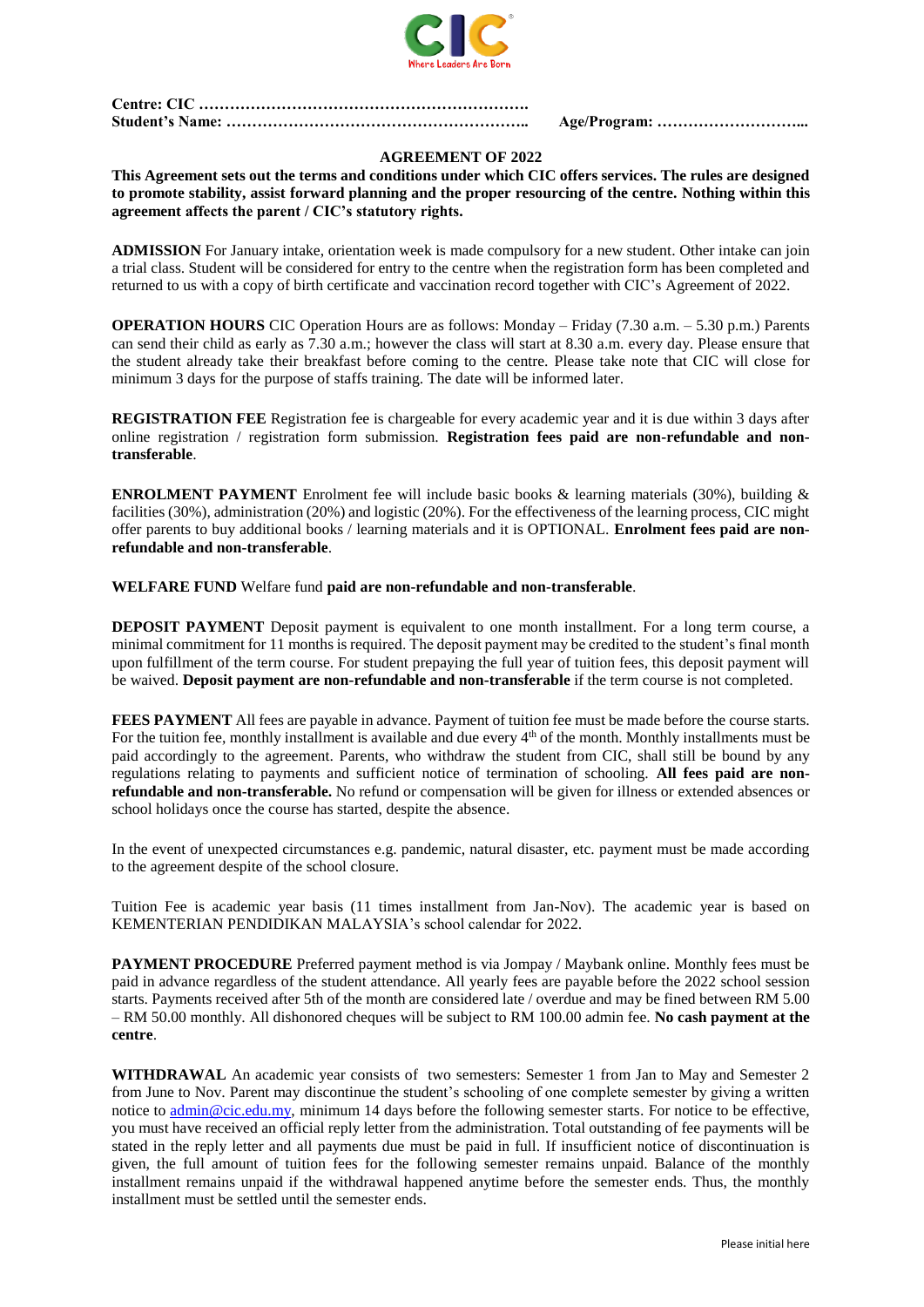**Centre: CIC ………………………………………………………..**
**Student's Name: ………………………………………………….. Age/Program: ………………………...**

## AGREEMENT OF 2022

**This Agreement sets out the terms and conditions under which CIC offers services. The rules are designed to promote stability, assist forward planning and the proper resourcing of the centre. Nothing within this agreement affects the parent / CIC's statutory rights.**

**ADMISSION** For January intake, orientation week is made compulsory for a new student. Other intake can join a trial class. Student will be considered for entry to the centre when the registration form has been completed and returned to us with a copy of birth certificate and vaccination record together with CIC's Agreement of 2022.

**OPERATION HOURS** CIC Operation Hours are as follows: Monday – Friday (7.30 a.m. – 5.30 p.m.) Parents can send their child as early as 7.30 a.m.; however the class will start at 8.30 a.m. every day. Please ensure that the student already take their breakfast before coming to the centre. Please take note that CIC will close for minimum 3 days for the purpose of staffs training. The date will be informed later.

**REGISTRATION FEE** Registration fee is chargeable for every academic year and it is due within 3 days after online registration / registration form submission. **Registration fees paid are non-refundable and non-transferable**.

**ENROLMENT PAYMENT** Enrolment fee will include basic books & learning materials (30%), building & facilities (30%), administration (20%) and logistic (20%). For the effectiveness of the learning process, CIC might offer parents to buy additional books / learning materials and it is OPTIONAL. **Enrolment fees paid are non-refundable and non-transferable**.

**WELFARE FUND** Welfare fund **paid are non-refundable and non-transferable**.

**DEPOSIT PAYMENT** Deposit payment is equivalent to one month installment. For a long term course, a minimal commitment for 11 months is required. The deposit payment may be credited to the student's final month upon fulfillment of the term course. For student prepaying the full year of tuition fees, this deposit payment will be waived. **Deposit payment are non-refundable and non-transferable** if the term course is not completed.

**FEES PAYMENT** All fees are payable in advance. Payment of tuition fee must be made before the course starts. For the tuition fee, monthly installment is available and due every 4th of the month. Monthly installments must be paid accordingly to the agreement. Parents, who withdraw the student from CIC, shall still be bound by any regulations relating to payments and sufficient notice of termination of schooling. **All fees paid are non-refundable and non-transferable.** No refund or compensation will be given for illness or extended absences or school holidays once the course has started, despite the absence.

In the event of unexpected circumstances e.g. pandemic, natural disaster, etc. payment must be made according to the agreement despite of the school closure.

Tuition Fee is academic year basis (11 times installment from Jan-Nov). The academic year is based on KEMENTERIAN PENDIDIKAN MALAYSIA's school calendar for 2022.

**PAYMENT PROCEDURE** Preferred payment method is via Jompay / Maybank online. Monthly fees must be paid in advance regardless of the student attendance. All yearly fees are payable before the 2022 school session starts. Payments received after 5th of the month are considered late / overdue and may be fined between RM 5.00 – RM 50.00 monthly. All dishonored cheques will be subject to RM 100.00 admin fee. **No cash payment at the centre**.

**WITHDRAWAL** An academic year consists of two semesters: Semester 1 from Jan to May and Semester 2 from June to Nov. Parent may discontinue the student's schooling of one complete semester by giving a written notice to admin@cic.edu.my, minimum 14 days before the following semester starts. For notice to be effective, you must have received an official reply letter from the administration. Total outstanding of fee payments will be stated in the reply letter and all payments due must be paid in full. If insufficient notice of discontinuation is given, the full amount of tuition fees for the following semester remains unpaid. Balance of the monthly installment remains unpaid if the withdrawal happened anytime before the semester ends. Thus, the monthly installment must be settled until the semester ends.

Please initial here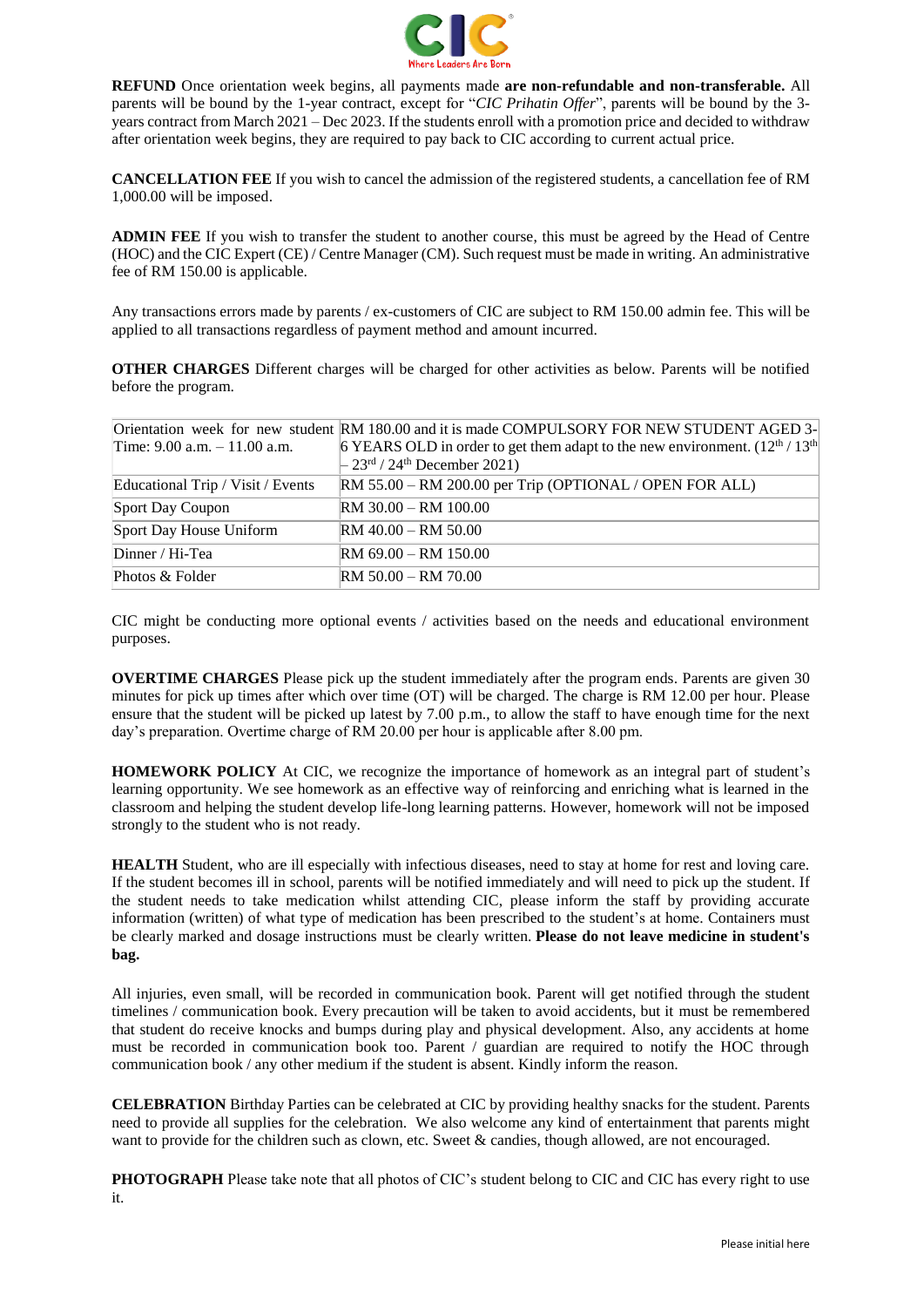**REFUND** Once orientation week begins, all payments made **are non-refundable and non-transferable.** All parents will be bound by the 1-year contract, except for "*CIC Prihatin Offer*", parents will be bound by the 3-years contract from March 2021 – Dec 2023. If the students enroll with a promotion price and decided to withdraw after orientation week begins, they are required to pay back to CIC according to current actual price.

**CANCELLATION FEE** If you wish to cancel the admission of the registered students, a cancellation fee of RM 1,000.00 will be imposed.

**ADMIN FEE** If you wish to transfer the student to another course, this must be agreed by the Head of Centre (HOC) and the CIC Expert (CE) / Centre Manager (CM). Such request must be made in writing. An administrative fee of RM 150.00 is applicable.

Any transactions errors made by parents / ex-customers of CIC are subject to RM 150.00 admin fee. This will be applied to all transactions regardless of payment method and amount incurred.

**OTHER CHARGES** Different charges will be charged for other activities as below. Parents will be notified before the program.

| | |
|---|---|
| Orientation week for new student<br>Time: 9.00 a.m. – 11.00 a.m. | RM 180.00 and it is made COMPULSORY FOR NEW STUDENT AGED 3-6 YEARS OLD in order to get them adapt to the new environment. (12th / 13th – 23rd / 24th December 2021) |
| Educational Trip / Visit / Events | RM 55.00 – RM 200.00 per Trip (OPTIONAL / OPEN FOR ALL) |
| Sport Day Coupon | RM 30.00 – RM 100.00 |
| Sport Day House Uniform | RM 40.00 – RM 50.00 |
| Dinner / Hi-Tea | RM 69.00 – RM 150.00 |
| Photos & Folder | RM 50.00 – RM 70.00 |

CIC might be conducting more optional events / activities based on the needs and educational environment purposes.

**OVERTIME CHARGES** Please pick up the student immediately after the program ends. Parents are given 30 minutes for pick up times after which over time (OT) will be charged. The charge is RM 12.00 per hour. Please ensure that the student will be picked up latest by 7.00 p.m., to allow the staff to have enough time for the next day's preparation. Overtime charge of RM 20.00 per hour is applicable after 8.00 pm.

**HOMEWORK POLICY** At CIC, we recognize the importance of homework as an integral part of student's learning opportunity. We see homework as an effective way of reinforcing and enriching what is learned in the classroom and helping the student develop life-long learning patterns. However, homework will not be imposed strongly to the student who is not ready.

**HEALTH** Student, who are ill especially with infectious diseases, need to stay at home for rest and loving care. If the student becomes ill in school, parents will be notified immediately and will need to pick up the student. If the student needs to take medication whilst attending CIC, please inform the staff by providing accurate information (written) of what type of medication has been prescribed to the student's at home. Containers must be clearly marked and dosage instructions must be clearly written. **Please do not leave medicine in student's bag.**

All injuries, even small, will be recorded in communication book. Parent will get notified through the student timelines / communication book. Every precaution will be taken to avoid accidents, but it must be remembered that student do receive knocks and bumps during play and physical development. Also, any accidents at home must be recorded in communication book too. Parent / guardian are required to notify the HOC through communication book / any other medium if the student is absent. Kindly inform the reason.

**CELEBRATION** Birthday Parties can be celebrated at CIC by providing healthy snacks for the student. Parents need to provide all supplies for the celebration. We also welcome any kind of entertainment that parents might want to provide for the children such as clown, etc. Sweet & candies, though allowed, are not encouraged.

**PHOTOGRAPH** Please take note that all photos of CIC's student belong to CIC and CIC has every right to use it.

Please initial here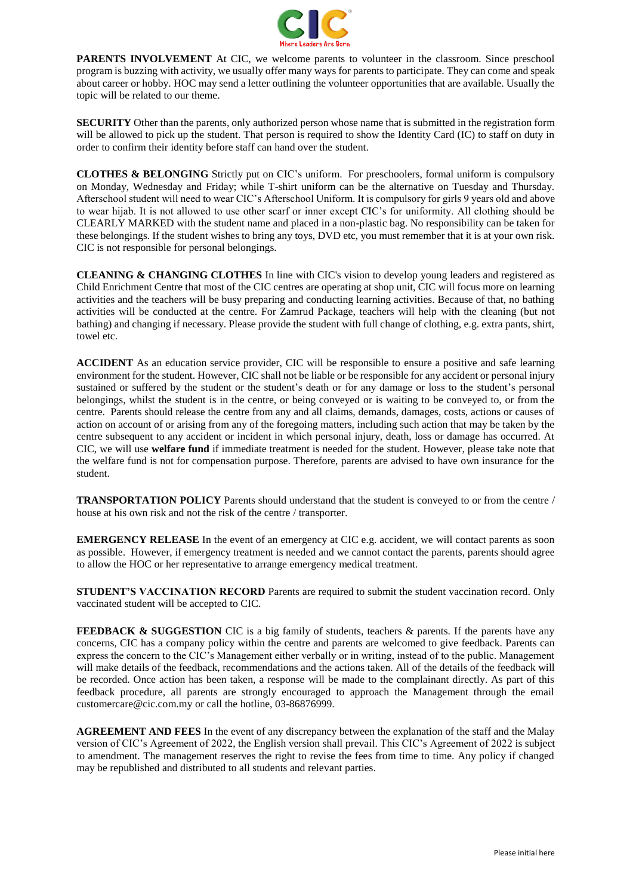**PARENTS INVOLVEMENT** At CIC, we welcome parents to volunteer in the classroom. Since preschool program is buzzing with activity, we usually offer many ways for parents to participate. They can come and speak about career or hobby. HOC may send a letter outlining the volunteer opportunities that are available. Usually the topic will be related to our theme.

**SECURITY** Other than the parents, only authorized person whose name that is submitted in the registration form will be allowed to pick up the student. That person is required to show the Identity Card (IC) to staff on duty in order to confirm their identity before staff can hand over the student.

**CLOTHES & BELONGING** Strictly put on CIC's uniform. For preschoolers, formal uniform is compulsory on Monday, Wednesday and Friday; while T-shirt uniform can be the alternative on Tuesday and Thursday. Afterschool student will need to wear CIC's Afterschool Uniform. It is compulsory for girls 9 years old and above to wear hijab. It is not allowed to use other scarf or inner except CIC's for uniformity. All clothing should be CLEARLY MARKED with the student name and placed in a non-plastic bag. No responsibility can be taken for these belongings. If the student wishes to bring any toys, DVD etc, you must remember that it is at your own risk. CIC is not responsible for personal belongings.

**CLEANING & CHANGING CLOTHES** In line with CIC's vision to develop young leaders and registered as Child Enrichment Centre that most of the CIC centres are operating at shop unit, CIC will focus more on learning activities and the teachers will be busy preparing and conducting learning activities. Because of that, no bathing activities will be conducted at the centre. For Zamrud Package, teachers will help with the cleaning (but not bathing) and changing if necessary. Please provide the student with full change of clothing, e.g. extra pants, shirt, towel etc.

**ACCIDENT** As an education service provider, CIC will be responsible to ensure a positive and safe learning environment for the student. However, CIC shall not be liable or be responsible for any accident or personal injury sustained or suffered by the student or the student's death or for any damage or loss to the student's personal belongings, whilst the student is in the centre, or being conveyed or is waiting to be conveyed to, or from the centre. Parents should release the centre from any and all claims, demands, damages, costs, actions or causes of action on account of or arising from any of the foregoing matters, including such action that may be taken by the centre subsequent to any accident or incident in which personal injury, death, loss or damage has occurred. At CIC, we will use **welfare fund** if immediate treatment is needed for the student. However, please take note that the welfare fund is not for compensation purpose. Therefore, parents are advised to have own insurance for the student.

**TRANSPORTATION POLICY** Parents should understand that the student is conveyed to or from the centre / house at his own risk and not the risk of the centre / transporter.

**EMERGENCY RELEASE** In the event of an emergency at CIC e.g. accident, we will contact parents as soon as possible. However, if emergency treatment is needed and we cannot contact the parents, parents should agree to allow the HOC or her representative to arrange emergency medical treatment.

**STUDENT'S VACCINATION RECORD** Parents are required to submit the student vaccination record. Only vaccinated student will be accepted to CIC.

**FEEDBACK & SUGGESTION** CIC is a big family of students, teachers & parents. If the parents have any concerns, CIC has a company policy within the centre and parents are welcomed to give feedback. Parents can express the concern to the CIC's Management either verbally or in writing, instead of to the public. Management will make details of the feedback, recommendations and the actions taken. All of the details of the feedback will be recorded. Once action has been taken, a response will be made to the complainant directly. As part of this feedback procedure, all parents are strongly encouraged to approach the Management through the email customercare@cic.com.my or call the hotline, 03-86876999.

**AGREEMENT AND FEES** In the event of any discrepancy between the explanation of the staff and the Malay version of CIC's Agreement of 2022, the English version shall prevail. This CIC's Agreement of 2022 is subject to amendment. The management reserves the right to revise the fees from time to time. Any policy if changed may be republished and distributed to all students and relevant parties.

Please initial here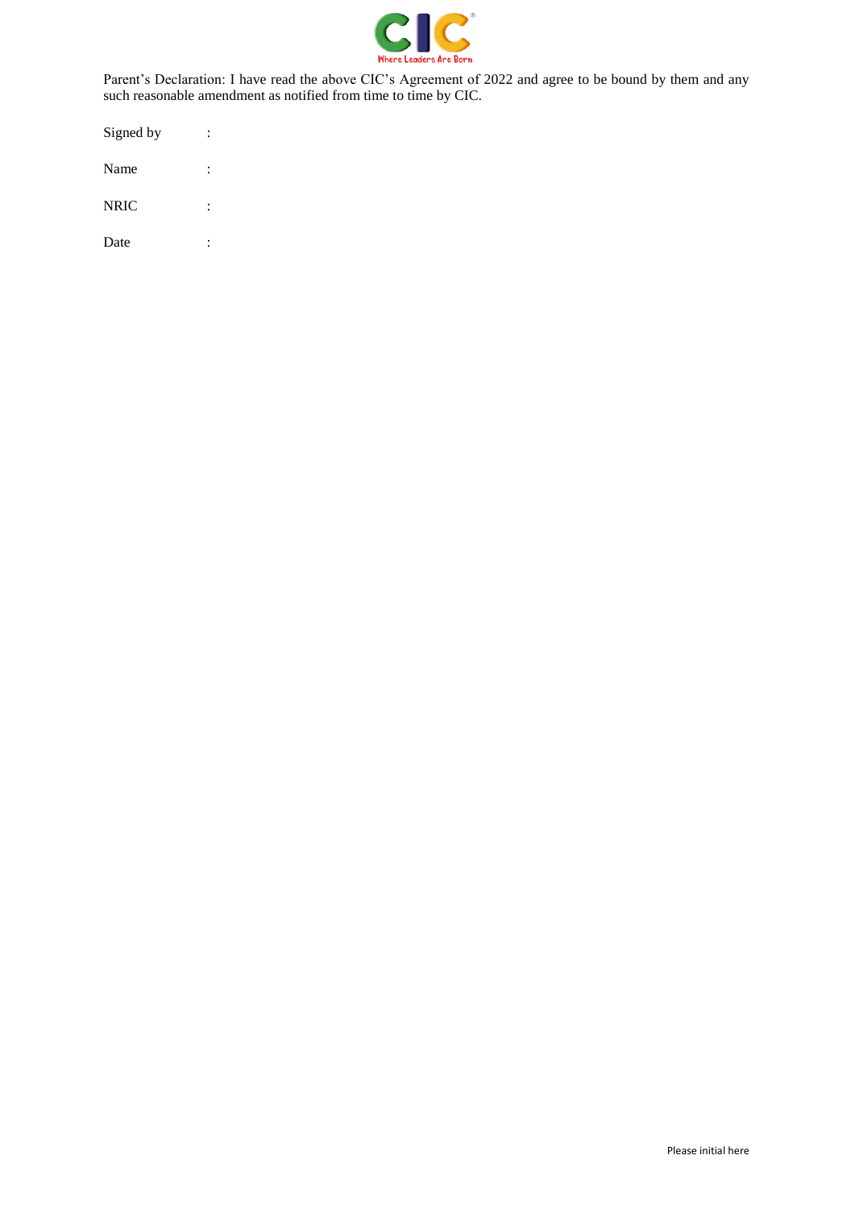Parent's Declaration: I have read the above CIC's Agreement of 2022 and agree to be bound by them and any such reasonable amendment as notified from time to time by CIC.

Signed by :

Name :

NRIC :

Date :

Please initial here